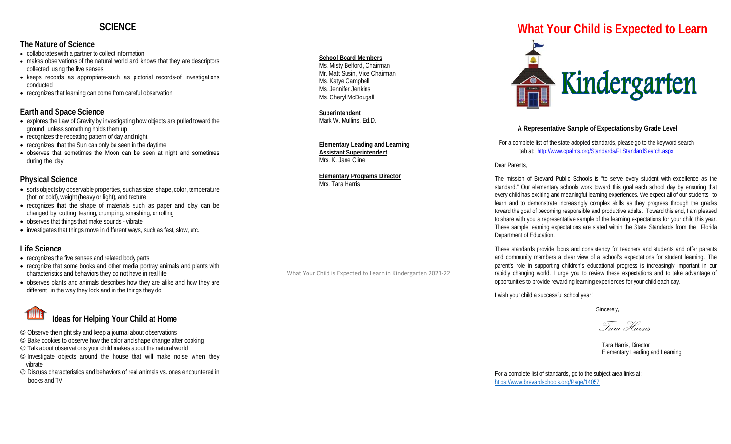## SCIENCE

### The Nature of Science

- collaborates with a partner to collect information
- makes observations of the natural world and knows that they are descriptors collected using the five senses
- keeps records as appropriate-such as pictorial records-of investigations conducted
- recognizes that learning can come from careful observation

### Earth and Space Science

- explores the Law of Gravity by investigating how objects are pulled toward the ground unless something holds them up
- recognizes the repeating pattern of day and night
- recognizes that the Sun can only be seen in the daytime
- observes that sometimes the Moon can be seen at night and sometimes during the day

### Physical Science

- sorts objects by observable properties, such as size, shape, color, temperature (hot or cold), weight (heavy or light), and texture
- recognizes that the shape of materials such as paper and clay can be changed by cutting, tearing, crumpling, smashing, or rolling
- observes that things that make sounds - vibrate
- investigates that things move in different ways, such as fast, slow, etc.

### Life Science

- recognizes the five senses and related body parts
- recognize that some books and other media portray animals and plants with characteristics and behaviors they do not have in real life
- observes plants and animals describes how they are alike and how they are different in the way they look and in the things they do

### Ideas for Helping Your Child at Home

☺ Observe the night sky and keep a journal about observations
☺ Bake cookies to observe how the color and shape change after cooking
☺ Talk about observations your child makes about the natural world
☺ Investigate objects around the house that will make noise when they vibrate
☺ Discuss characteristics and behaviors of real animals vs. ones encountered in books and TV

**School Board Members**
Ms. Misty Belford, Chairman
Mr. Matt Susin, Vice Chairman
Ms. Katye Campbell
Ms. Jennifer Jenkins
Ms. Cheryl McDougall

**Superintendent**
Mark W. Mullins, Ed.D.

**Elementary Leading and Learning Assistant Superintendent**
Mrs. K. Jane Cline

**Elementary Programs Director**
Mrs. Tara Harris

What Your Child is Expected to Learn in Kindergarten 2021-22

# What Your Child is Expected to Learn

# Kindergarten

**A Representative Sample of Expectations by Grade Level**

For a complete list of the state adopted standards, please go to the keyword search tab at: http://www.cpalms.org/Standards/FLStandardSearch.aspx

Dear Parents,

The mission of Brevard Public Schools is "to serve every student with excellence as the standard." Our elementary schools work toward this goal each school day by ensuring that every child has exciting and meaningful learning experiences. We expect all of our students to learn and to demonstrate increasingly complex skills as they progress through the grades toward the goal of becoming responsible and productive adults. Toward this end, I am pleased to share with you a representative sample of the learning expectations for your child this year. These sample learning expectations are stated within the State Standards from the Florida Department of Education.

These standards provide focus and consistency for teachers and students and offer parents and community members a clear view of a school's expectations for student learning. The parent's role in supporting children's educational progress is increasingly important in our rapidly changing world. I urge you to review these expectations and to take advantage of opportunities to provide rewarding learning experiences for your child each day.

I wish your child a successful school year!

Sincerely,

*Tara Harris*

Tara Harris, Director
Elementary Leading and Learning

For a complete list of standards, go to the subject area links at:
https://www.brevardschools.org/Page/14057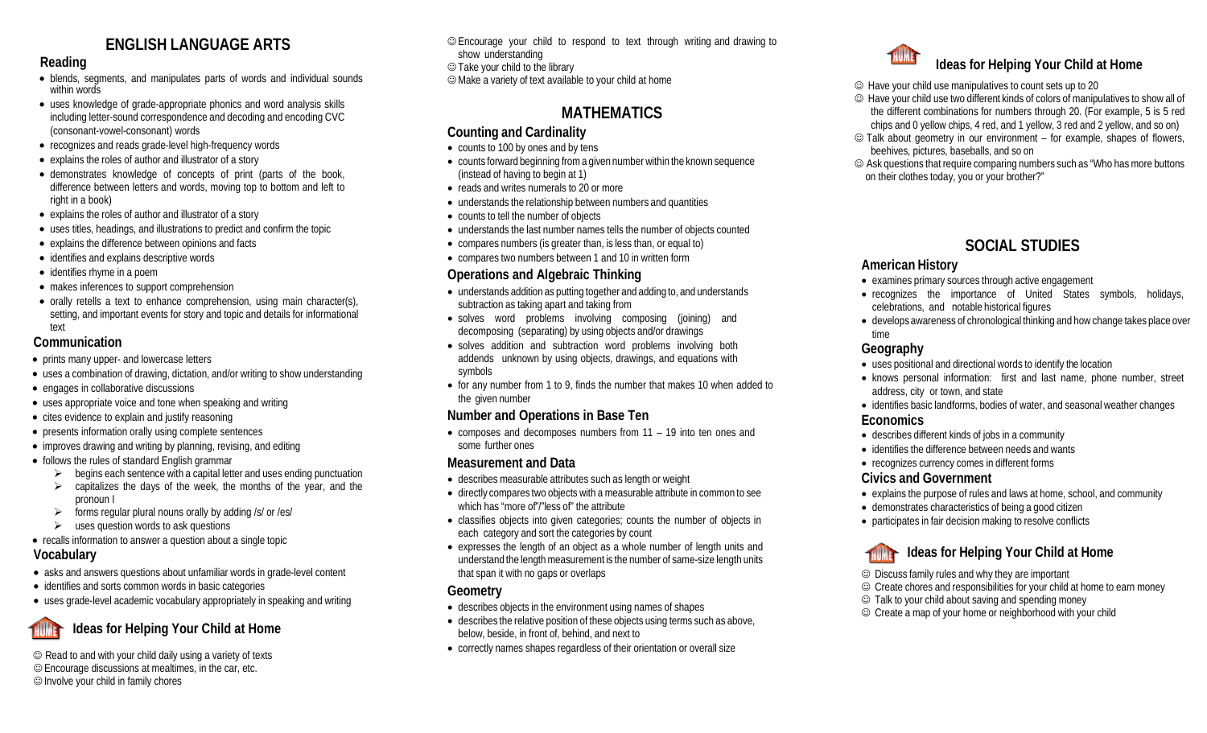## ENGLISH LANGUAGE ARTS

### Reading

- blends, segments, and manipulates parts of words and individual sounds within words
- uses knowledge of grade-appropriate phonics and word analysis skills including letter-sound correspondence and decoding and encoding CVC (consonant-vowel-consonant) words
- recognizes and reads grade-level high-frequency words
- explains the roles of author and illustrator of a story
- demonstrates knowledge of concepts of print (parts of the book, difference between letters and words, moving top to bottom and left to right in a book)
- explains the roles of author and illustrator of a story
- uses titles, headings, and illustrations to predict and confirm the topic
- explains the difference between opinions and facts
- identifies and explains descriptive words
- identifies rhyme in a poem
- makes inferences to support comprehension
- orally retells a text to enhance comprehension, using main character(s), setting, and important events for story and topic and details for informational text

### Communication

- prints many upper- and lowercase letters
- uses a combination of drawing, dictation, and/or writing to show understanding
- engages in collaborative discussions
- uses appropriate voice and tone when speaking and writing
- cites evidence to explain and justify reasoning
- presents information orally using complete sentences
- improves drawing and writing by planning, revising, and editing
- follows the rules of standard English grammar
  - begins each sentence with a capital letter and uses ending punctuation
  - capitalizes the days of the week, the months of the year, and the pronoun I
  - forms regular plural nouns orally by adding /s/ or /es/
  - uses question words to ask questions
- recalls information to answer a question about a single topic

### Vocabulary

- asks and answers questions about unfamiliar words in grade-level content
- identifies and sorts common words in basic categories
- uses grade-level academic vocabulary appropriately in speaking and writing

### Ideas for Helping Your Child at Home

☺ Read to and with your child daily using a variety of texts
☺ Encourage discussions at mealtimes, in the car, etc.
☺ Involve your child in family chores
☺ Encourage your child to respond to text through writing and drawing to show understanding
☺ Take your child to the library
☺ Make a variety of text available to your child at home

## MATHEMATICS

### Counting and Cardinality

- counts to 100 by ones and by tens
- counts forward beginning from a given number within the known sequence (instead of having to begin at 1)
- reads and writes numerals to 20 or more
- understands the relationship between numbers and quantities
- counts to tell the number of objects
- understands the last number names tells the number of objects counted
- compares numbers (is greater than, is less than, or equal to)
- compares two numbers between 1 and 10 in written form

### Operations and Algebraic Thinking

- understands addition as putting together and adding to, and understands subtraction as taking apart and taking from
- solves word problems involving composing (joining) and decomposing (separating) by using objects and/or drawings
- solves addition and subtraction word problems involving both addends unknown by using objects, drawings, and equations with symbols
- for any number from 1 to 9, finds the number that makes 10 when added to the given number

### Number and Operations in Base Ten

- composes and decomposes numbers from 11 – 19 into ten ones and some further ones

### Measurement and Data

- describes measurable attributes such as length or weight
- directly compares two objects with a measurable attribute in common to see which has "more of"/"less of" the attribute
- classifies objects into given categories; counts the number of objects in each category and sort the categories by count
- expresses the length of an object as a whole number of length units and understand the length measurement is the number of same-size length units that span it with no gaps or overlaps

### Geometry

- describes objects in the environment using names of shapes
- describes the relative position of these objects using terms such as above, below, beside, in front of, behind, and next to
- correctly names shapes regardless of their orientation or overall size

### Ideas for Helping Your Child at Home

☺ Have your child use manipulatives to count sets up to 20
☺ Have your child use two different kinds of colors of manipulatives to show all of the different combinations for numbers through 20. (For example, 5 is 5 red chips and 0 yellow chips, 4 red, and 1 yellow, 3 red and 2 yellow, and so on)
☺ Talk about geometry in our environment – for example, shapes of flowers, beehives, pictures, baseballs, and so on
☺ Ask questions that require comparing numbers such as "Who has more buttons on their clothes today, you or your brother?"

## SOCIAL STUDIES

### American History

- examines primary sources through active engagement
- recognizes the importance of United States symbols, holidays, celebrations, and notable historical figures
- develops awareness of chronological thinking and how change takes place over time

### Geography

- uses positional and directional words to identify the location
- knows personal information: first and last name, phone number, street address, city or town, and state
- identifies basic landforms, bodies of water, and seasonal weather changes

### Economics

- describes different kinds of jobs in a community
- identifies the difference between needs and wants
- recognizes currency comes in different forms

### Civics and Government

- explains the purpose of rules and laws at home, school, and community
- demonstrates characteristics of being a good citizen
- participates in fair decision making to resolve conflicts

### Ideas for Helping Your Child at Home

☺ Discuss family rules and why they are important
☺ Create chores and responsibilities for your child at home to earn money
☺ Talk to your child about saving and spending money
☺ Create a map of your home or neighborhood with your child